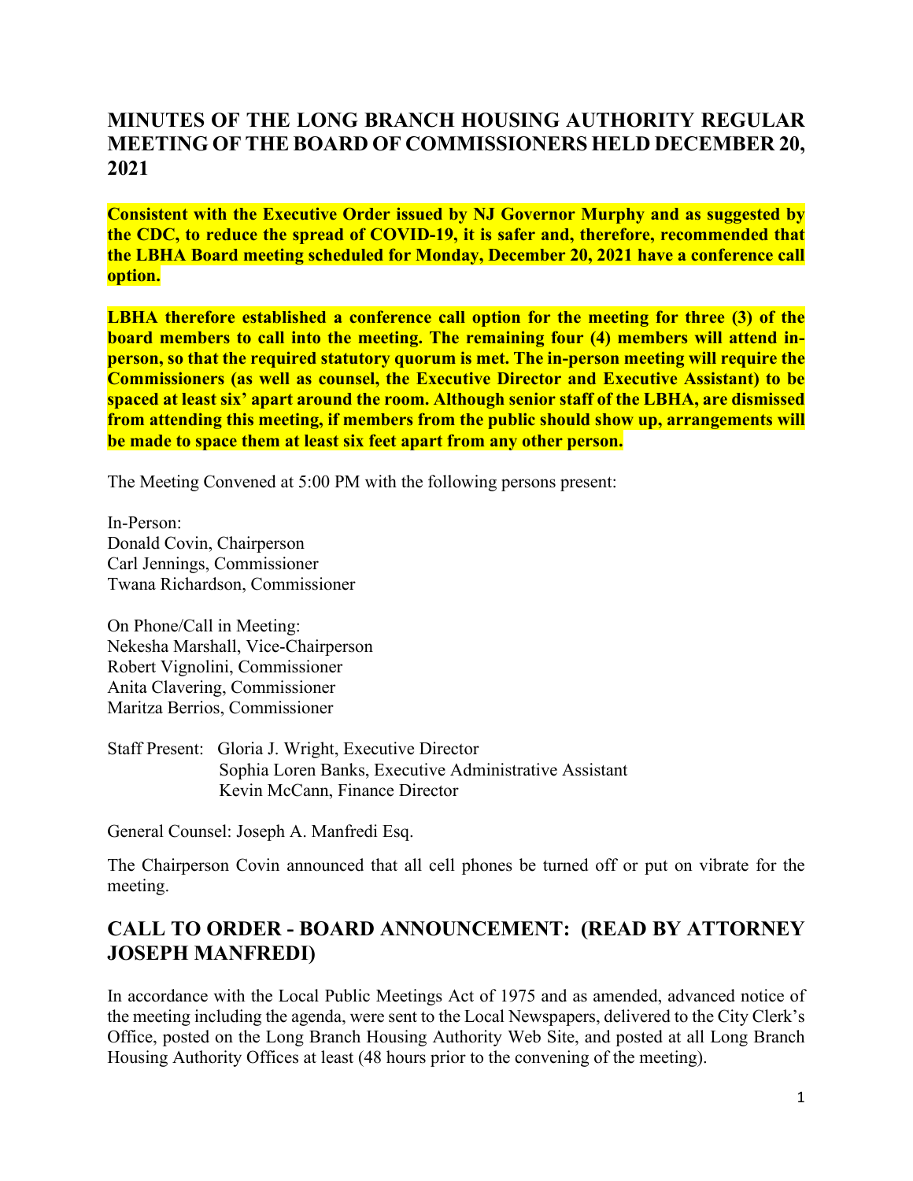# MINUTES OF THE LONG BRANCH HOUSING AUTHORITY REGULAR MEETING OF THE BOARD OF COMMISSIONERS HELD DECEMBER 20, 2021

**Consistent with the Executive Order issued by NJ Governor Murphy and as suggested by the CDC, to reduce the spread of COVID-19, it is safer and, therefore, recommended that the LBHA Board meeting scheduled for Monday, December 20, 2021 have a conference call option.**

**LBHA therefore established a conference call option for the meeting for three (3) of the board members to call into the meeting. The remaining four (4) members will attend in-person, so that the required statutory quorum is met. The in-person meeting will require the Commissioners (as well as counsel, the Executive Director and Executive Assistant) to be spaced at least six' apart around the room. Although senior staff of the LBHA, are dismissed from attending this meeting, if members from the public should show up, arrangements will be made to space them at least six feet apart from any other person.**

The Meeting Convened at 5:00 PM with the following persons present:

In-Person:
Donald Covin, Chairperson
Carl Jennings, Commissioner
Twana Richardson, Commissioner

On Phone/Call in Meeting:
Nekesha Marshall, Vice-Chairperson
Robert Vignolini, Commissioner
Anita Clavering, Commissioner
Maritza Berrios, Commissioner

Staff Present: Gloria J. Wright, Executive Director
Sophia Loren Banks, Executive Administrative Assistant
Kevin McCann, Finance Director

General Counsel: Joseph A. Manfredi Esq.

The Chairperson Covin announced that all cell phones be turned off or put on vibrate for the meeting.

## CALL TO ORDER - BOARD ANNOUNCEMENT: (READ BY ATTORNEY JOSEPH MANFREDI)

In accordance with the Local Public Meetings Act of 1975 and as amended, advanced notice of the meeting including the agenda, were sent to the Local Newspapers, delivered to the City Clerk's Office, posted on the Long Branch Housing Authority Web Site, and posted at all Long Branch Housing Authority Offices at least (48 hours prior to the convening of the meeting).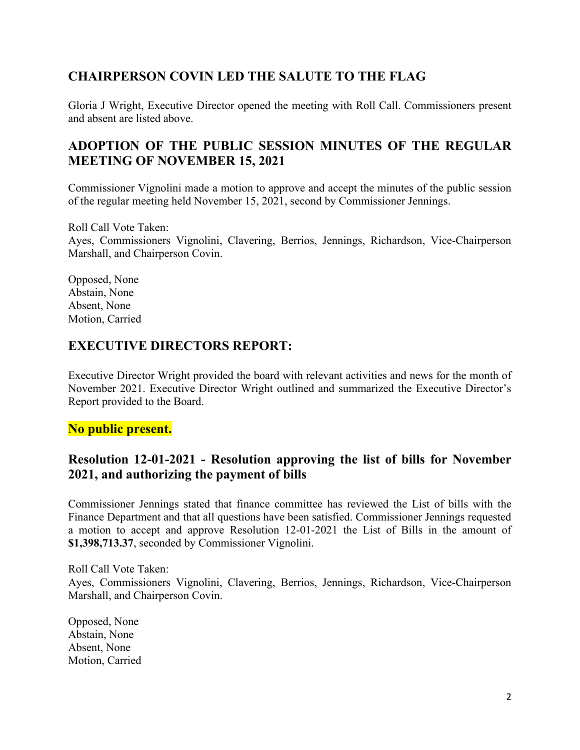## CHAIRPERSON COVIN LED THE SALUTE TO THE FLAG

Gloria J Wright, Executive Director opened the meeting with Roll Call. Commissioners present and absent are listed above.

## ADOPTION OF THE PUBLIC SESSION MINUTES OF THE REGULAR MEETING OF NOVEMBER 15, 2021

Commissioner Vignolini made a motion to approve and accept the minutes of the public session of the regular meeting held November 15, 2021, second by Commissioner Jennings.

Roll Call Vote Taken:
Ayes, Commissioners Vignolini, Clavering, Berrios, Jennings, Richardson, Vice-Chairperson Marshall, and Chairperson Covin.

Opposed, None
Abstain, None
Absent, None
Motion, Carried

## EXECUTIVE DIRECTORS REPORT:

Executive Director Wright provided the board with relevant activities and news for the month of November 2021. Executive Director Wright outlined and summarized the Executive Director's Report provided to the Board.

**No public present.**

## Resolution 12-01-2021 - Resolution approving the list of bills for November 2021, and authorizing the payment of bills

Commissioner Jennings stated that finance committee has reviewed the List of bills with the Finance Department and that all questions have been satisfied. Commissioner Jennings requested a motion to accept and approve Resolution 12-01-2021 the List of Bills in the amount of **$1,398,713.37**, seconded by Commissioner Vignolini.

Roll Call Vote Taken:
Ayes, Commissioners Vignolini, Clavering, Berrios, Jennings, Richardson, Vice-Chairperson Marshall, and Chairperson Covin.

Opposed, None
Abstain, None
Absent, None
Motion, Carried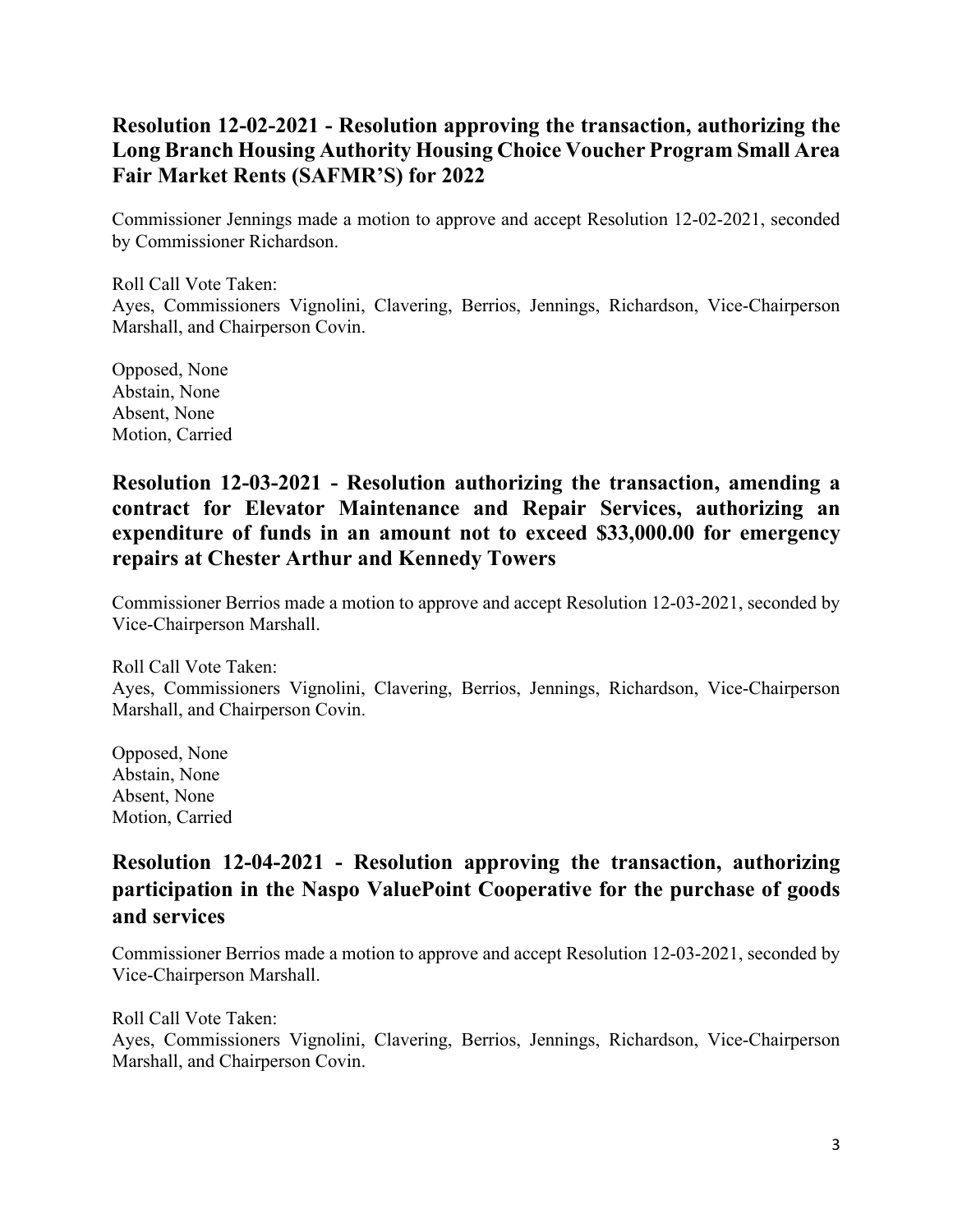## Resolution 12-02-2021 - Resolution approving the transaction, authorizing the Long Branch Housing Authority Housing Choice Voucher Program Small Area Fair Market Rents (SAFMR'S) for 2022

Commissioner Jennings made a motion to approve and accept Resolution 12-02-2021, seconded by Commissioner Richardson.

Roll Call Vote Taken:
Ayes, Commissioners Vignolini, Clavering, Berrios, Jennings, Richardson, Vice-Chairperson Marshall, and Chairperson Covin.

Opposed, None
Abstain, None
Absent, None
Motion, Carried

## Resolution 12-03-2021 - Resolution authorizing the transaction, amending a contract for Elevator Maintenance and Repair Services, authorizing an expenditure of funds in an amount not to exceed $33,000.00 for emergency repairs at Chester Arthur and Kennedy Towers

Commissioner Berrios made a motion to approve and accept Resolution 12-03-2021, seconded by Vice-Chairperson Marshall.

Roll Call Vote Taken:
Ayes, Commissioners Vignolini, Clavering, Berrios, Jennings, Richardson, Vice-Chairperson Marshall, and Chairperson Covin.

Opposed, None
Abstain, None
Absent, None
Motion, Carried

## Resolution 12-04-2021 - Resolution approving the transaction, authorizing participation in the Naspo ValuePoint Cooperative for the purchase of goods and services

Commissioner Berrios made a motion to approve and accept Resolution 12-03-2021, seconded by Vice-Chairperson Marshall.

Roll Call Vote Taken:
Ayes, Commissioners Vignolini, Clavering, Berrios, Jennings, Richardson, Vice-Chairperson Marshall, and Chairperson Covin.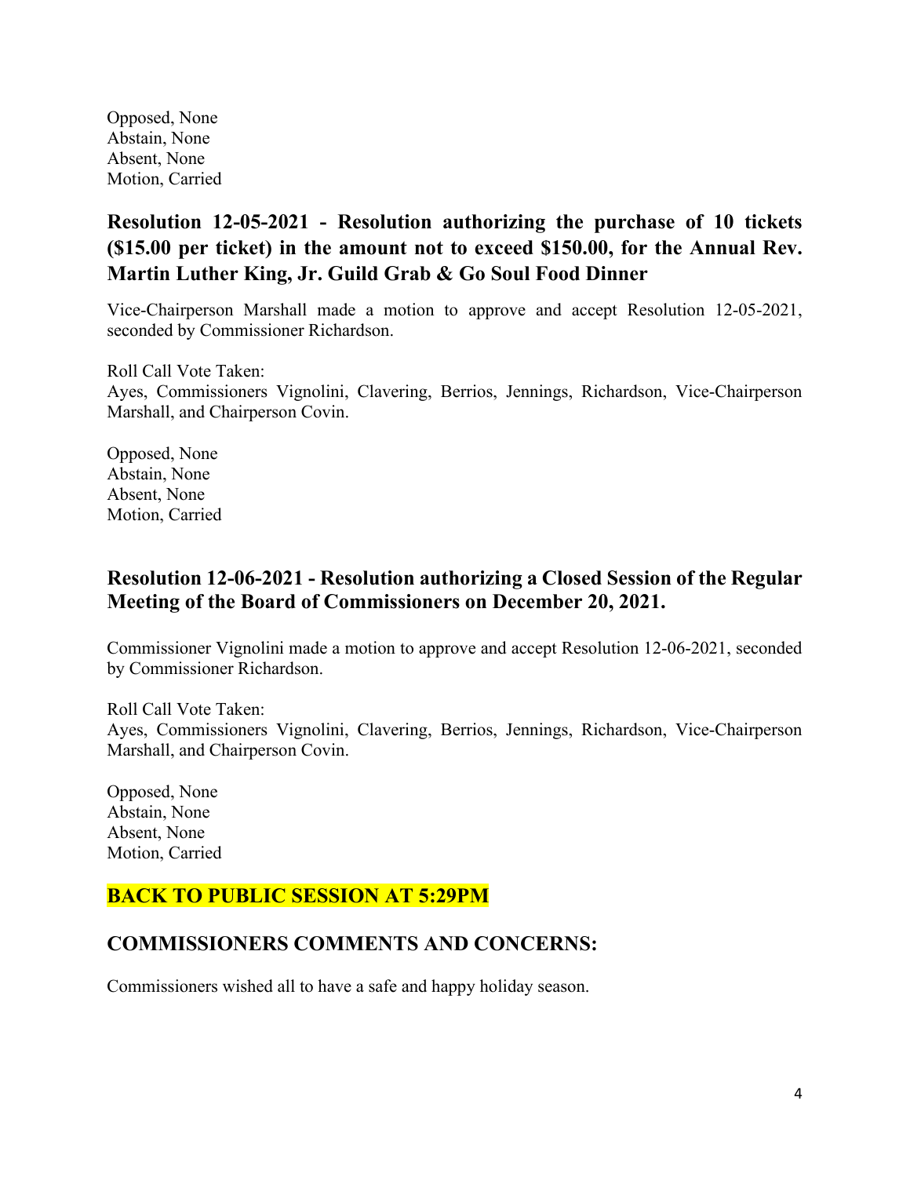Opposed, None
Abstain, None
Absent, None
Motion, Carried

## Resolution 12-05-2021 - Resolution authorizing the purchase of 10 tickets ($15.00 per ticket) in the amount not to exceed $150.00, for the Annual Rev. Martin Luther King, Jr. Guild Grab & Go Soul Food Dinner

Vice-Chairperson Marshall made a motion to approve and accept Resolution 12-05-2021, seconded by Commissioner Richardson.

Roll Call Vote Taken:
Ayes, Commissioners Vignolini, Clavering, Berrios, Jennings, Richardson, Vice-Chairperson Marshall, and Chairperson Covin.

Opposed, None
Abstain, None
Absent, None
Motion, Carried

## Resolution 12-06-2021 - Resolution authorizing a Closed Session of the Regular Meeting of the Board of Commissioners on December 20, 2021.

Commissioner Vignolini made a motion to approve and accept Resolution 12-06-2021, seconded by Commissioner Richardson.

Roll Call Vote Taken:
Ayes, Commissioners Vignolini, Clavering, Berrios, Jennings, Richardson, Vice-Chairperson Marshall, and Chairperson Covin.

Opposed, None
Abstain, None
Absent, None
Motion, Carried

## BACK TO PUBLIC SESSION AT 5:29PM

## COMMISSIONERS COMMENTS AND CONCERNS:

Commissioners wished all to have a safe and happy holiday season.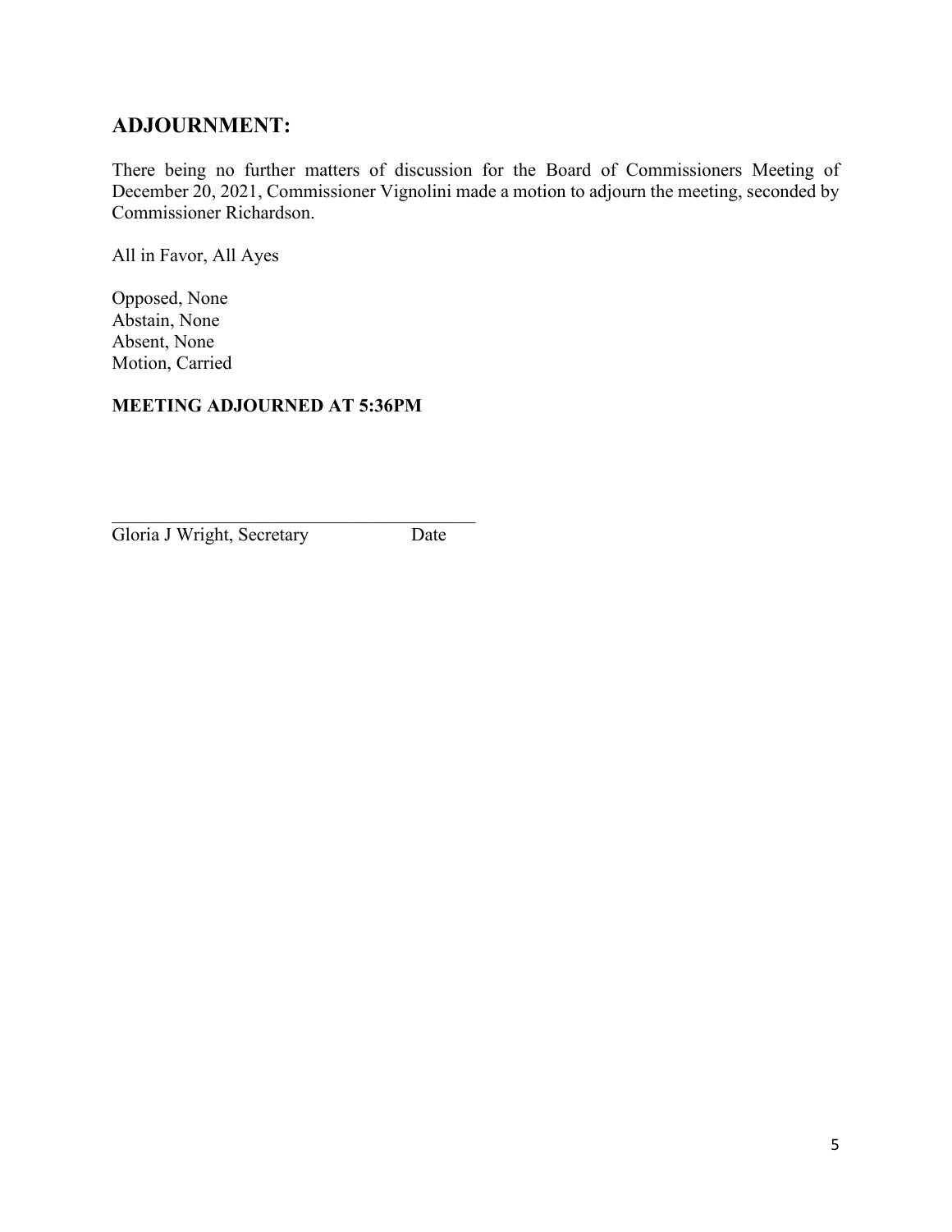## ADJOURNMENT:

There being no further matters of discussion for the Board of Commissioners Meeting of December 20, 2021, Commissioner Vignolini made a motion to adjourn the meeting, seconded by Commissioner Richardson.

All in Favor, All Ayes

Opposed, None
Abstain, None
Absent, None
Motion, Carried

**MEETING ADJOURNED AT 5:36PM**

\_\_\_\_\_\_\_\_\_\_\_\_\_\_\_\_\_\_\_\_\_\_\_\_\_\_\_\_\_\_\_\_\_\_\_\_\_\_\_\_

Gloria J Wright, Secretary Date